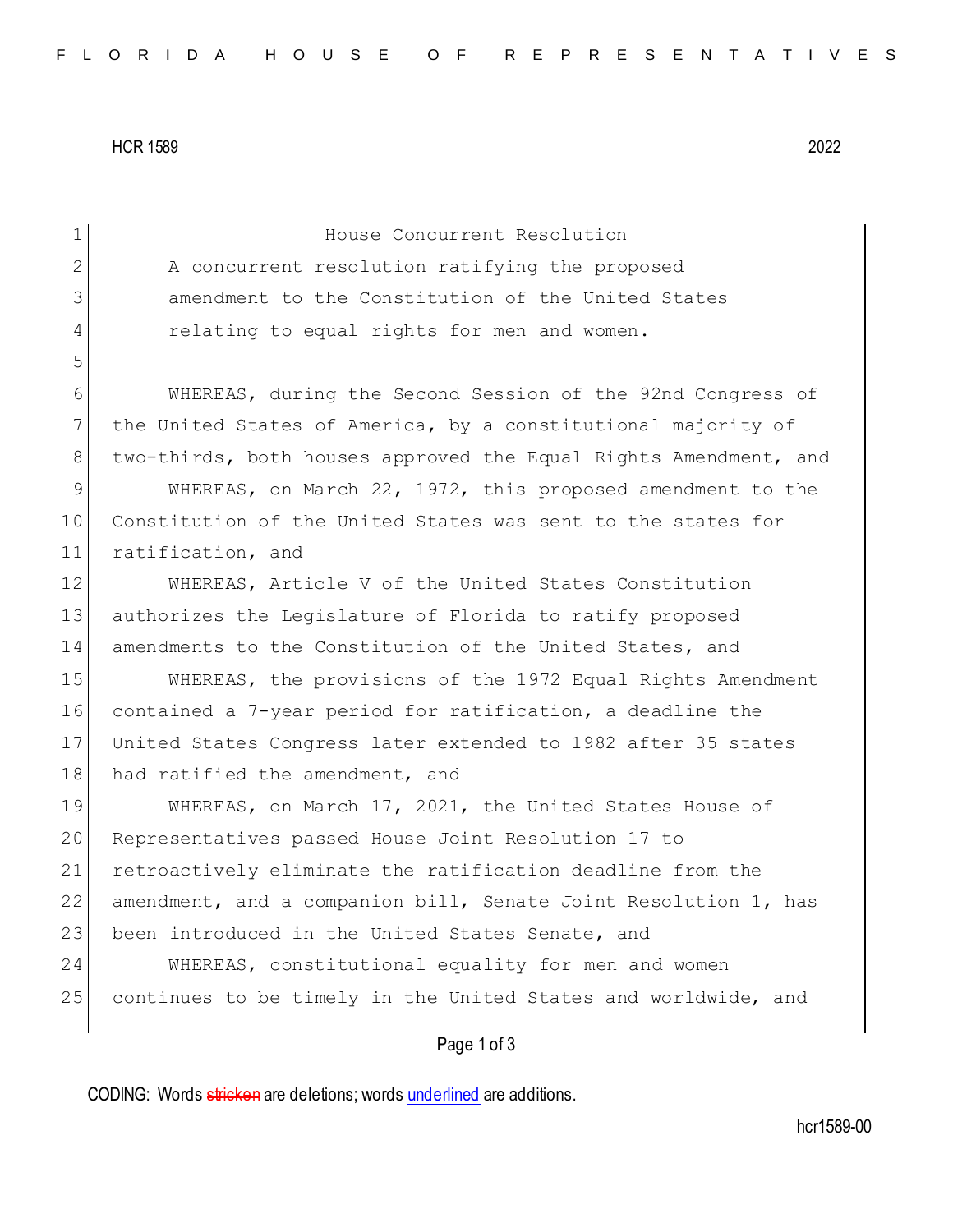# House Concurrent Resolution

A concurrent resolution ratifying the proposed amendment to the Constitution of the United States relating to equal rights for men and women.

WHEREAS, during the Second Session of the 92nd Congress of the United States of America, by a constitutional majority of two-thirds, both houses approved the Equal Rights Amendment, and

WHEREAS, on March 22, 1972, this proposed amendment to the Constitution of the United States was sent to the states for ratification, and

WHEREAS, Article V of the United States Constitution authorizes the Legislature of Florida to ratify proposed amendments to the Constitution of the United States, and

WHEREAS, the provisions of the 1972 Equal Rights Amendment contained a 7-year period for ratification, a deadline the United States Congress later extended to 1982 after 35 states had ratified the amendment, and

WHEREAS, on March 17, 2021, the United States House of Representatives passed House Joint Resolution 17 to retroactively eliminate the ratification deadline from the amendment, and a companion bill, Senate Joint Resolution 1, has been introduced in the United States Senate, and

WHEREAS, constitutional equality for men and women continues to be timely in the United States and worldwide, and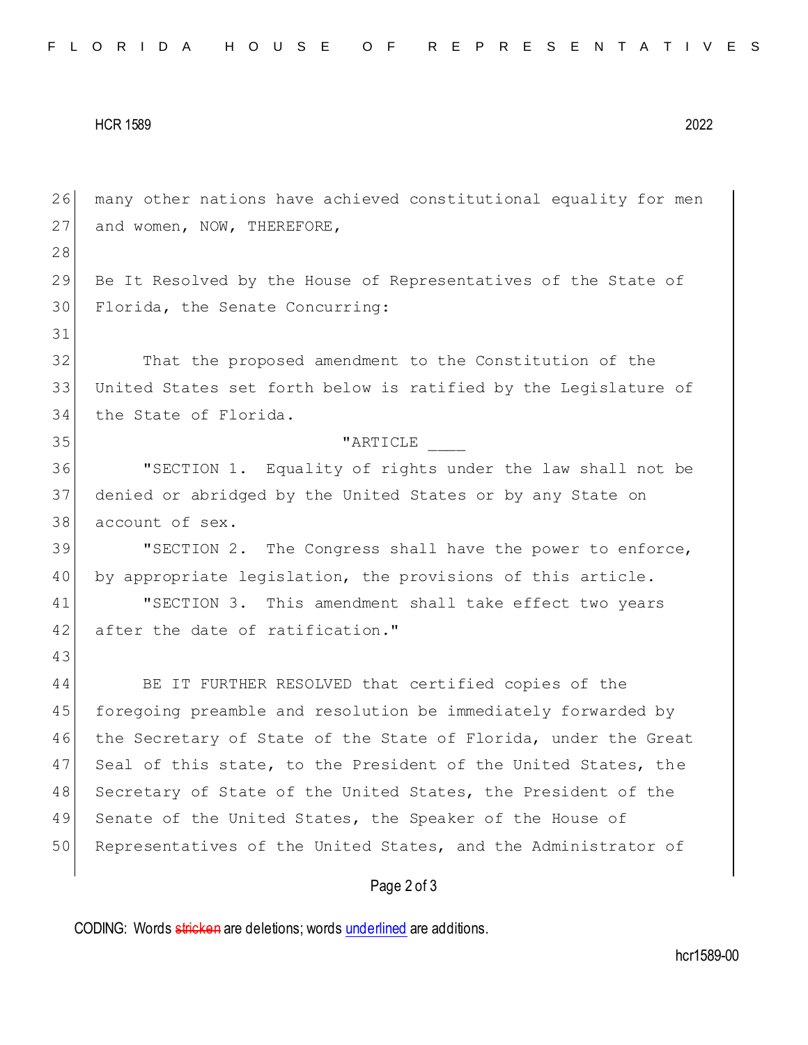many other nations have achieved constitutional equality for men and women, NOW, THEREFORE,

Be It Resolved by the House of Representatives of the State of Florida, the Senate Concurring:

That the proposed amendment to the Constitution of the United States set forth below is ratified by the Legislature of the State of Florida.

"ARTICLE ____

"SECTION 1. Equality of rights under the law shall not be denied or abridged by the United States or by any State on account of sex.

"SECTION 2. The Congress shall have the power to enforce, by appropriate legislation, the provisions of this article.

"SECTION 3. This amendment shall take effect two years after the date of ratification."

BE IT FURTHER RESOLVED that certified copies of the foregoing preamble and resolution be immediately forwarded by the Secretary of State of the State of Florida, under the Great Seal of this state, to the President of the United States, the Secretary of State of the United States, the President of the Senate of the United States, the Speaker of the House of Representatives of the United States, and the Administrator of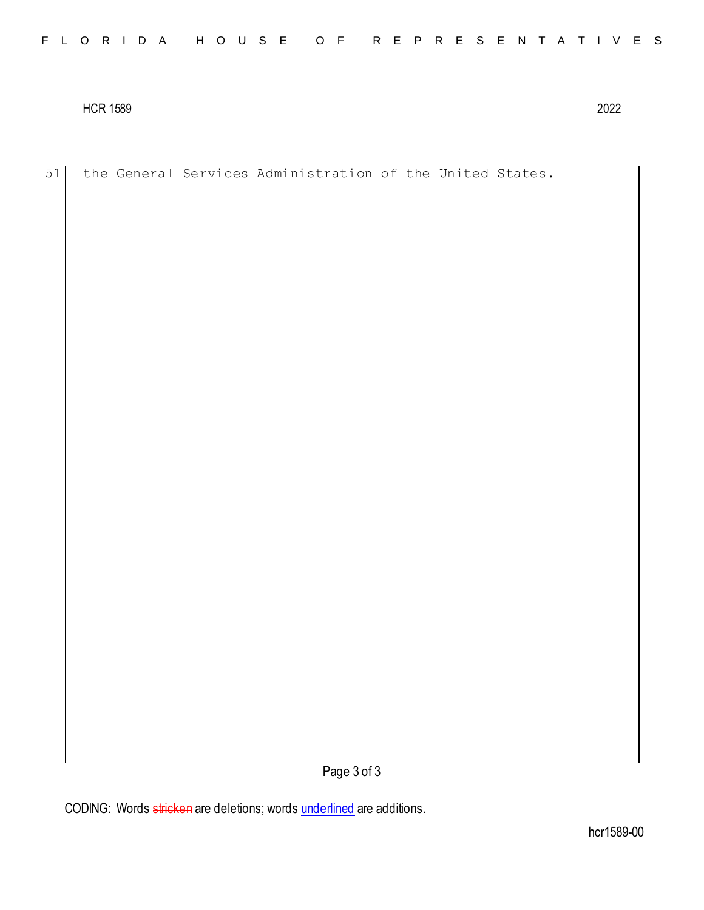the General Services Administration of the United States.